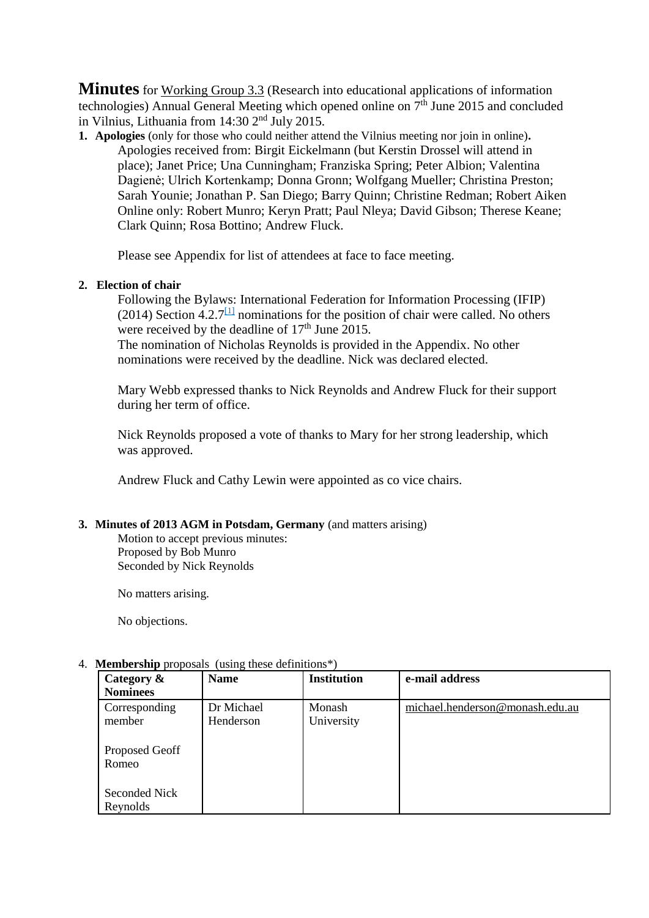**Minutes** for Working Group 3.3 (Research into educational applications of information technologies) Annual General Meeting which opened online on 7th June 2015 and concluded in Vilnius, Lithuania from 14:30 2nd July 2015.

1. **Apologies** (only for those who could neither attend the Vilnius meeting nor join in online)**.**

   Apologies received from: Birgit Eickelmann (but Kerstin Drossel will attend in place); Janet Price; Una Cunningham; Franziska Spring; Peter Albion; Valentina Dagienė; Ulrich Kortenkamp; Donna Gronn; Wolfgang Mueller; Christina Preston; Sarah Younie; Jonathan P. San Diego; Barry Quinn; Christine Redman; Robert Aiken
   Online only: Robert Munro; Keryn Pratt; Paul Nleya; David Gibson; Therese Keane; Clark Quinn; Rosa Bottino; Andrew Fluck.

   Please see Appendix for list of attendees at face to face meeting.

2. **Election of chair**

   Following the Bylaws: International Federation for Information Processing (IFIP) (2014) Section 4.2.7[1] nominations for the position of chair were called. No others were received by the deadline of 17th June 2015.
   The nomination of Nicholas Reynolds is provided in the Appendix. No other nominations were received by the deadline. Nick was declared elected.

   Mary Webb expressed thanks to Nick Reynolds and Andrew Fluck for their support during her term of office.

   Nick Reynolds proposed a vote of thanks to Mary for her strong leadership, which was approved.

   Andrew Fluck and Cathy Lewin were appointed as co vice chairs.

3. **Minutes of 2013 AGM in Potsdam, Germany** (and matters arising)

   Motion to accept previous minutes:
   Proposed by Bob Munro
   Seconded by Nick Reynolds

   No matters arising.

   No objections.

4. **Membership** proposals (using these definitions*)

| Category & Nominees | Name | Institution | e-mail address |
|---|---|---|---|
| Corresponding member<br><br>Proposed Geoff Romeo<br><br>Seconded Nick Reynolds | Dr Michael Henderson | Monash University | michael.henderson@monash.edu.au |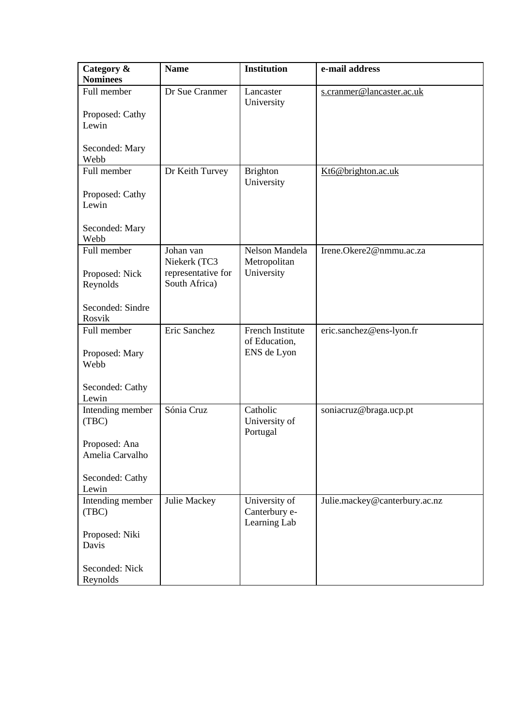| Category & Nominees | Name | Institution | e-mail address |
| --- | --- | --- | --- |
| Full member<br><br>Proposed: Cathy Lewin<br><br>Seconded: Mary Webb | Dr Sue Cranmer | Lancaster University | s.cranmer@lancaster.ac.uk |
| Full member<br><br>Proposed: Cathy Lewin<br><br>Seconded: Mary Webb | Dr Keith Turvey | Brighton University | Kt6@brighton.ac.uk |
| Full member<br><br>Proposed: Nick Reynolds<br><br>Seconded: Sindre Rosvik | Johan van Niekerk (TC3 representative for South Africa) | Nelson Mandela Metropolitan University | Irene.Okere2@nmmu.ac.za |
| Full member<br><br>Proposed: Mary Webb<br><br>Seconded: Cathy Lewin | Eric Sanchez | French Institute of Education, ENS de Lyon | eric.sanchez@ens-lyon.fr |
| Intending member (TBC)<br><br>Proposed: Ana Amelia Carvalho<br><br>Seconded: Cathy Lewin | Sónia Cruz | Catholic University of Portugal | soniacruz@braga.ucp.pt |
| Intending member (TBC)<br><br>Proposed: Niki Davis<br><br>Seconded: Nick Reynolds | Julie Mackey | University of Canterbury e-Learning Lab | Julie.mackey@canterbury.ac.nz |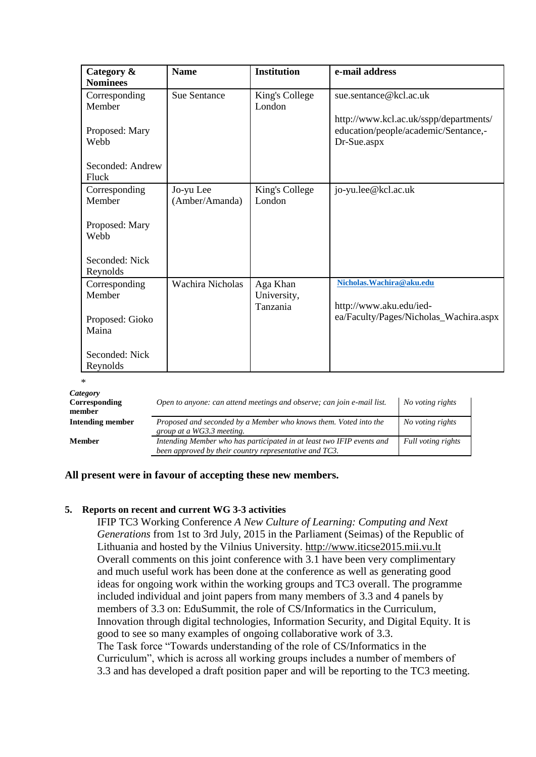| Category & Nominees | Name | Institution | e-mail address |
|---|---|---|---|
| Corresponding Member<br><br>Proposed: Mary Webb<br><br>Seconded: Andrew Fluck | Sue Sentance | King's College London | sue.sentance@kcl.ac.uk<br><br>http://www.kcl.ac.uk/sspp/departments/education/people/academic/Sentance,-Dr-Sue.aspx |
| Corresponding Member<br><br>Proposed: Mary Webb<br><br>Seconded: Nick Reynolds | Jo-yu Lee (Amber/Amanda) | King's College London | jo-yu.lee@kcl.ac.uk |
| Corresponding Member<br><br>Proposed: Gioko Maina<br><br>Seconded: Nick Reynolds | Wachira Nicholas | Aga Khan University, Tanzania | **Nicholas.Wachira@aku.edu**<br><br>http://www.aku.edu/ied-ea/Faculty/Pages/Nicholas_Wachira.aspx |

*

| *Category* | | |
|---|---|---|
| **Corresponding member** | *Open to anyone: can attend meetings and observe; can join e-mail list.* | *No voting rights* |
| **Intending member** | *Proposed and seconded by a Member who knows them. Voted into the group at a WG3.3 meeting.* | *No voting rights* |
| **Member** | *Intending Member who has participated in at least two IFIP events and been approved by their country representative and TC3.* | *Full voting rights* |

**All present were in favour of accepting these new members.**

**5. Reports on recent and current WG 3-3 activities**

IFIP TC3 Working Conference *A New Culture of Learning: Computing and Next Generations* from 1st to 3rd July, 2015 in the Parliament (Seimas) of the Republic of Lithuania and hosted by the Vilnius University. http://www.iticse2015.mii.vu.lt
Overall comments on this joint conference with 3.1 have been very complimentary and much useful work has been done at the conference as well as generating good ideas for ongoing work within the working groups and TC3 overall. The programme included individual and joint papers from many members of 3.3 and 4 panels by members of 3.3 on: EduSummit, the role of CS/Informatics in the Curriculum, Innovation through digital technologies, Information Security, and Digital Equity. It is good to see so many examples of ongoing collaborative work of 3.3.
The Task force "Towards understanding of the role of CS/Informatics in the Curriculum", which is across all working groups includes a number of members of 3.3 and has developed a draft position paper and will be reporting to the TC3 meeting.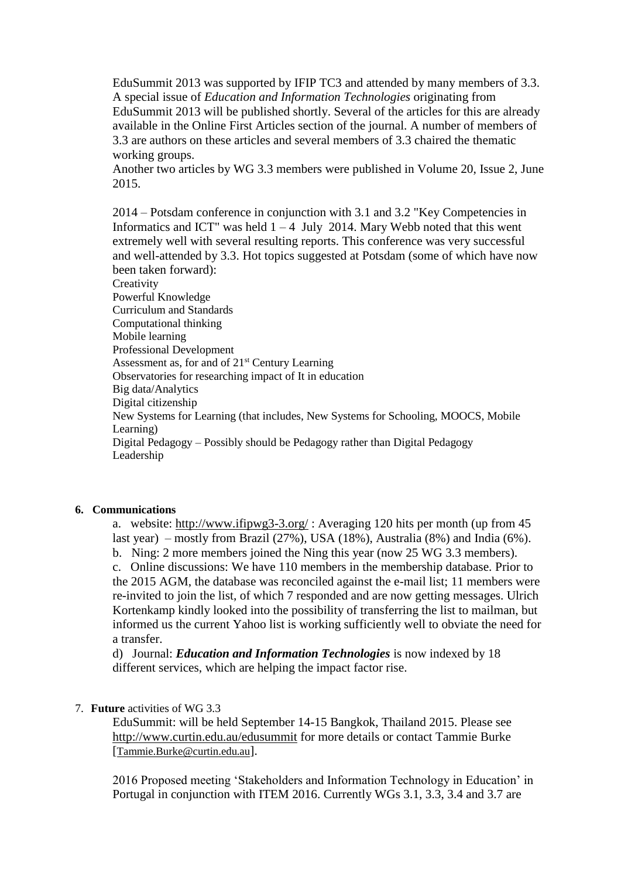EduSummit 2013 was supported by IFIP TC3 and attended by many members of 3.3. A special issue of *Education and Information Technologies* originating from EduSummit 2013 will be published shortly. Several of the articles for this are already available in the Online First Articles section of the journal. A number of members of 3.3 are authors on these articles and several members of 3.3 chaired the thematic working groups.

Another two articles by WG 3.3 members were published in Volume 20, Issue 2, June 2015.

2014 – Potsdam conference in conjunction with 3.1 and 3.2 "Key Competencies in Informatics and ICT" was held 1 – 4 July 2014. Mary Webb noted that this went extremely well with several resulting reports. This conference was very successful and well-attended by 3.3. Hot topics suggested at Potsdam (some of which have now been taken forward):

Creativity
Powerful Knowledge
Curriculum and Standards
Computational thinking
Mobile learning
Professional Development
Assessment as, for and of 21st Century Learning
Observatories for researching impact of It in education
Big data/Analytics
Digital citizenship
New Systems for Learning (that includes, New Systems for Schooling, MOOCS, Mobile Learning)
Digital Pedagogy – Possibly should be Pedagogy rather than Digital Pedagogy
Leadership

**6. Communications**

a. website: http://www.ifipwg3-3.org/ : Averaging 120 hits per month (up from 45 last year) – mostly from Brazil (27%), USA (18%), Australia (8%) and India (6%).

b. Ning: 2 more members joined the Ning this year (now 25 WG 3.3 members).

c. Online discussions: We have 110 members in the membership database. Prior to the 2015 AGM, the database was reconciled against the e-mail list; 11 members were re-invited to join the list, of which 7 responded and are now getting messages. Ulrich Kortenkamp kindly looked into the possibility of transferring the list to mailman, but informed us the current Yahoo list is working sufficiently well to obviate the need for a transfer.

d) Journal: ***Education and Information Technologies*** is now indexed by 18 different services, which are helping the impact factor rise.

7. **Future** activities of WG 3.3

EduSummit: will be held September 14-15 Bangkok, Thailand 2015. Please see http://www.curtin.edu.au/edusummit for more details or contact Tammie Burke [Tammie.Burke@curtin.edu.au].

2016 Proposed meeting 'Stakeholders and Information Technology in Education' in Portugal in conjunction with ITEM 2016. Currently WGs 3.1, 3.3, 3.4 and 3.7 are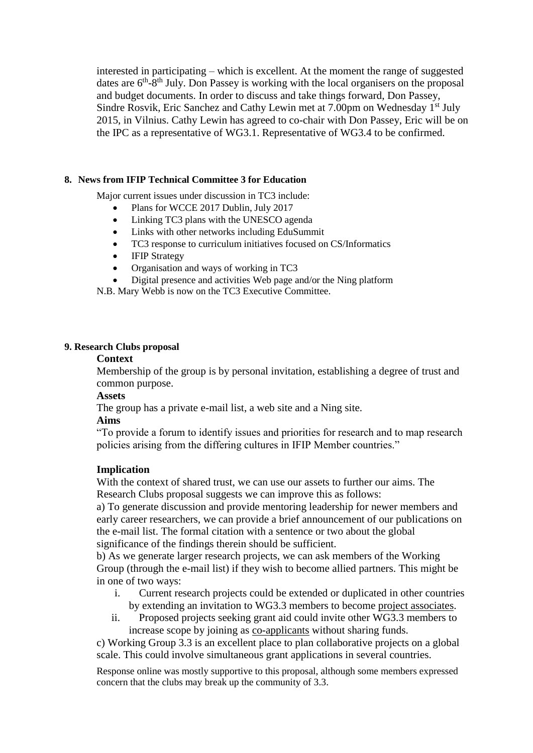interested in participating – which is excellent. At the moment the range of suggested dates are 6th-8th July. Don Passey is working with the local organisers on the proposal and budget documents. In order to discuss and take things forward, Don Passey, Sindre Rosvik, Eric Sanchez and Cathy Lewin met at 7.00pm on Wednesday 1st July 2015, in Vilnius. Cathy Lewin has agreed to co-chair with Don Passey, Eric will be on the IPC as a representative of WG3.1. Representative of WG3.4 to be confirmed.

## 8. News from IFIP Technical Committee 3 for Education

Major current issues under discussion in TC3 include:

- Plans for WCCE 2017 Dublin, July 2017
- Linking TC3 plans with the UNESCO agenda
- Links with other networks including EduSummit
- TC3 response to curriculum initiatives focused on CS/Informatics
- IFIP Strategy
- Organisation and ways of working in TC3
- Digital presence and activities Web page and/or the Ning platform

N.B. Mary Webb is now on the TC3 Executive Committee.

## 9. Research Clubs proposal

**Context**

Membership of the group is by personal invitation, establishing a degree of trust and common purpose.

**Assets**

The group has a private e-mail list, a web site and a Ning site.

**Aims**

"To provide a forum to identify issues and priorities for research and to map research policies arising from the differing cultures in IFIP Member countries."

**Implication**

With the context of shared trust, we can use our assets to further our aims. The Research Clubs proposal suggests we can improve this as follows:

a) To generate discussion and provide mentoring leadership for newer members and early career researchers, we can provide a brief announcement of our publications on the e-mail list. The formal citation with a sentence or two about the global significance of the findings therein should be sufficient.

b) As we generate larger research projects, we can ask members of the Working Group (through the e-mail list) if they wish to become allied partners. This might be in one of two ways:

i. Current research projects could be extended or duplicated in other countries by extending an invitation to WG3.3 members to become project associates.

ii. Proposed projects seeking grant aid could invite other WG3.3 members to increase scope by joining as co-applicants without sharing funds.

c) Working Group 3.3 is an excellent place to plan collaborative projects on a global scale. This could involve simultaneous grant applications in several countries.

Response online was mostly supportive to this proposal, although some members expressed concern that the clubs may break up the community of 3.3.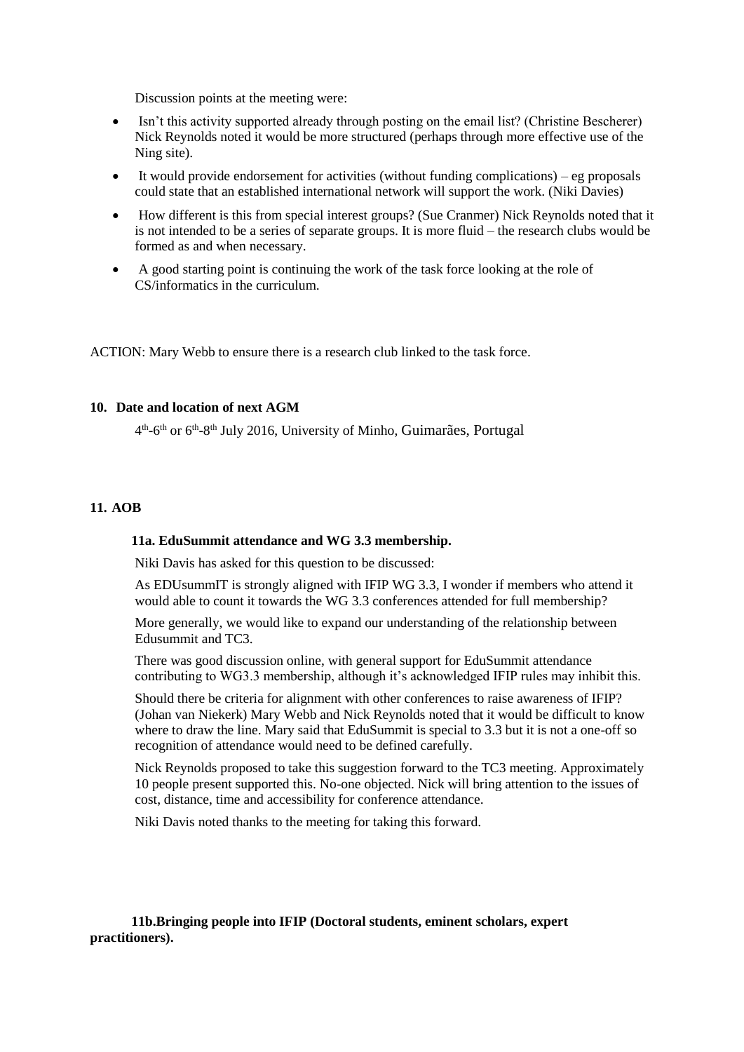Discussion points at the meeting were:

- Isn't this activity supported already through posting on the email list? (Christine Bescherer) Nick Reynolds noted it would be more structured (perhaps through more effective use of the Ning site).
- It would provide endorsement for activities (without funding complications) – eg proposals could state that an established international network will support the work. (Niki Davies)
- How different is this from special interest groups? (Sue Cranmer) Nick Reynolds noted that it is not intended to be a series of separate groups. It is more fluid – the research clubs would be formed as and when necessary.
- A good starting point is continuing the work of the task force looking at the role of CS/informatics in the curriculum.

ACTION: Mary Webb to ensure there is a research club linked to the task force.

## 10. Date and location of next AGM

4th-6th or 6th-8th July 2016, University of Minho, Guimarães, Portugal

## 11. AOB

### 11a. EduSummit attendance and WG 3.3 membership.

Niki Davis has asked for this question to be discussed:

As EDUsummIT is strongly aligned with IFIP WG 3.3, I wonder if members who attend it would able to count it towards the WG 3.3 conferences attended for full membership?

More generally, we would like to expand our understanding of the relationship between Edusummit and TC3.

There was good discussion online, with general support for EduSummit attendance contributing to WG3.3 membership, although it's acknowledged IFIP rules may inhibit this.

Should there be criteria for alignment with other conferences to raise awareness of IFIP? (Johan van Niekerk) Mary Webb and Nick Reynolds noted that it would be difficult to know where to draw the line. Mary said that EduSummit is special to 3.3 but it is not a one-off so recognition of attendance would need to be defined carefully.

Nick Reynolds proposed to take this suggestion forward to the TC3 meeting. Approximately 10 people present supported this. No-one objected. Nick will bring attention to the issues of cost, distance, time and accessibility for conference attendance.

Niki Davis noted thanks to the meeting for taking this forward.

### 11b.Bringing people into IFIP (Doctoral students, eminent scholars, expert practitioners).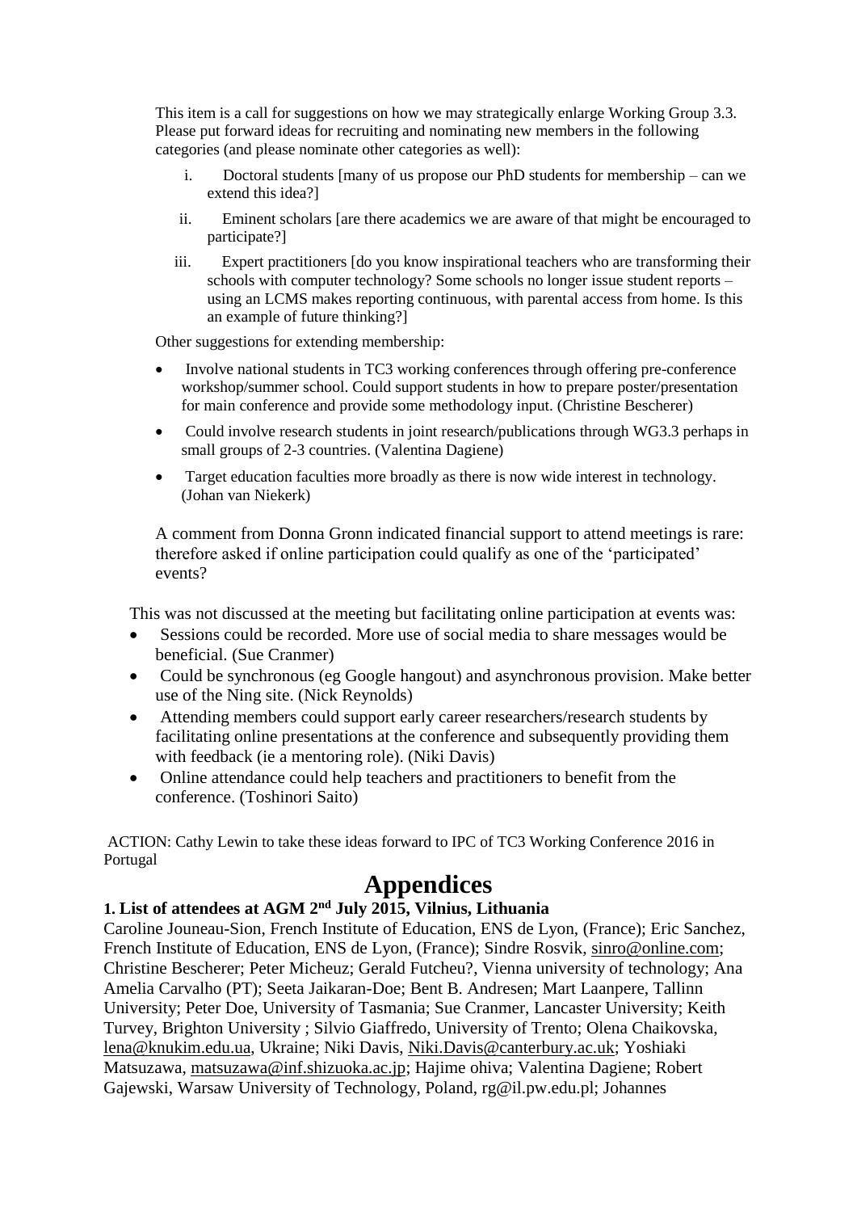This item is a call for suggestions on how we may strategically enlarge Working Group 3.3. Please put forward ideas for recruiting and nominating new members in the following categories (and please nominate other categories as well):

i. Doctoral students [many of us propose our PhD students for membership – can we extend this idea?]

ii. Eminent scholars [are there academics we are aware of that might be encouraged to participate?]

iii. Expert practitioners [do you know inspirational teachers who are transforming their schools with computer technology? Some schools no longer issue student reports – using an LCMS makes reporting continuous, with parental access from home. Is this an example of future thinking?]

Other suggestions for extending membership:

- Involve national students in TC3 working conferences through offering pre-conference workshop/summer school. Could support students in how to prepare poster/presentation for main conference and provide some methodology input. (Christine Bescherer)
- Could involve research students in joint research/publications through WG3.3 perhaps in small groups of 2-3 countries. (Valentina Dagiene)
- Target education faculties more broadly as there is now wide interest in technology. (Johan van Niekerk)

A comment from Donna Gronn indicated financial support to attend meetings is rare: therefore asked if online participation could qualify as one of the 'participated' events?

This was not discussed at the meeting but facilitating online participation at events was:

- Sessions could be recorded. More use of social media to share messages would be beneficial. (Sue Cranmer)
- Could be synchronous (eg Google hangout) and asynchronous provision. Make better use of the Ning site. (Nick Reynolds)
- Attending members could support early career researchers/research students by facilitating online presentations at the conference and subsequently providing them with feedback (ie a mentoring role). (Niki Davis)
- Online attendance could help teachers and practitioners to benefit from the conference. (Toshinori Saito)

ACTION: Cathy Lewin to take these ideas forward to IPC of TC3 Working Conference 2016 in Portugal

# Appendices

### 1. List of attendees at AGM 2nd July 2015, Vilnius, Lithuania

Caroline Jouneau-Sion, French Institute of Education, ENS de Lyon, (France); Eric Sanchez, French Institute of Education, ENS de Lyon, (France); Sindre Rosvik, sinro@online.com; Christine Bescherer; Peter Micheuz; Gerald Futcheu?, Vienna university of technology; Ana Amelia Carvalho (PT); Seeta Jaikaran-Doe; Bent B. Andresen; Mart Laanpere, Tallinn University; Peter Doe, University of Tasmania; Sue Cranmer, Lancaster University; Keith Turvey, Brighton University ; Silvio Giaffredo, University of Trento; Olena Chaikovska, lena@knukim.edu.ua, Ukraine; Niki Davis, Niki.Davis@canterbury.ac.uk; Yoshiaki Matsuzawa, matsuzawa@inf.shizuoka.ac.jp; Hajime ohiva; Valentina Dagiene; Robert Gajewski, Warsaw University of Technology, Poland, rg@il.pw.edu.pl; Johannes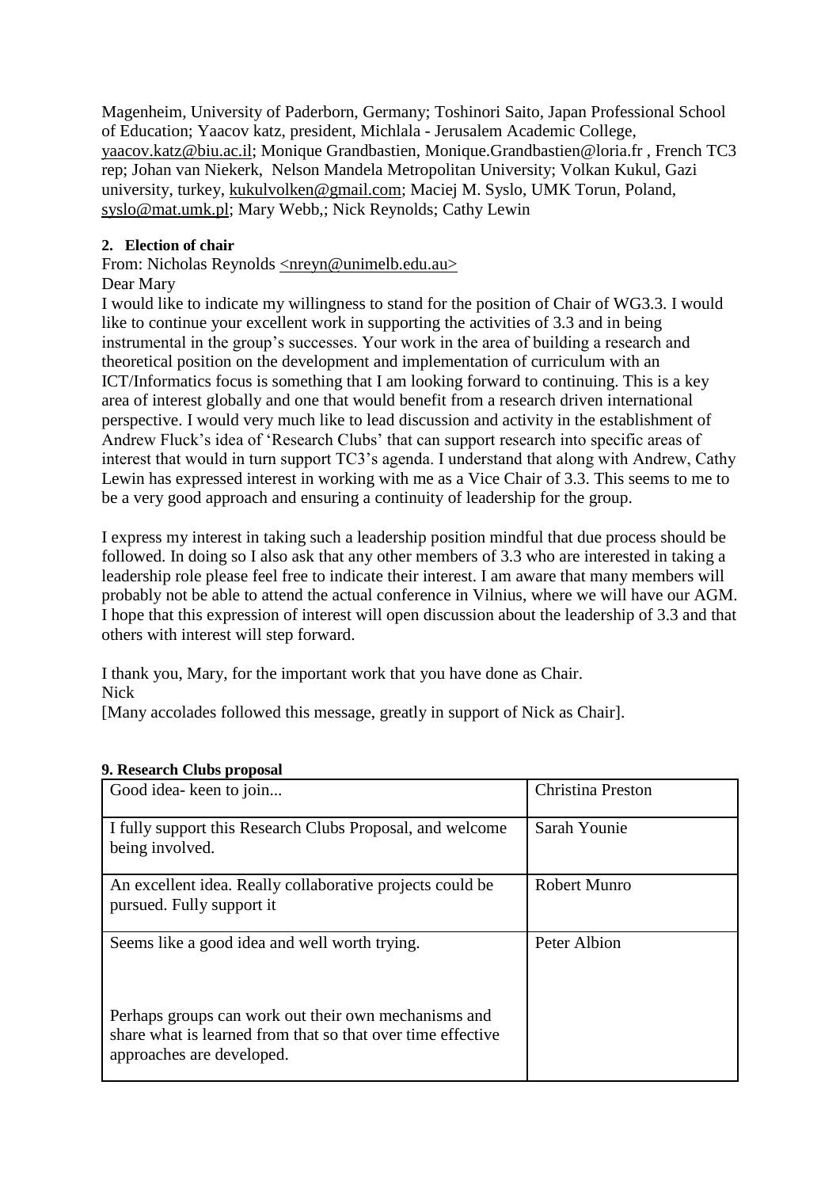Magenheim, University of Paderborn, Germany; Toshinori Saito, Japan Professional School of Education; Yaacov katz, president, Michlala - Jerusalem Academic College, yaacov.katz@biu.ac.il; Monique Grandbastien, Monique.Grandbastien@loria.fr , French TC3 rep; Johan van Niekerk, Nelson Mandela Metropolitan University; Volkan Kukul, Gazi university, turkey, kukulvolken@gmail.com; Maciej M. Syslo, UMK Torun, Poland, syslo@mat.umk.pl; Mary Webb,; Nick Reynolds; Cathy Lewin

**2. Election of chair**

From: Nicholas Reynolds <nreyn@unimelb.edu.au>

Dear Mary

I would like to indicate my willingness to stand for the position of Chair of WG3.3. I would like to continue your excellent work in supporting the activities of 3.3 and in being instrumental in the group's successes. Your work in the area of building a research and theoretical position on the development and implementation of curriculum with an ICT/Informatics focus is something that I am looking forward to continuing. This is a key area of interest globally and one that would benefit from a research driven international perspective. I would very much like to lead discussion and activity in the establishment of Andrew Fluck's idea of 'Research Clubs' that can support research into specific areas of interest that would in turn support TC3's agenda. I understand that along with Andrew, Cathy Lewin has expressed interest in working with me as a Vice Chair of 3.3. This seems to me to be a very good approach and ensuring a continuity of leadership for the group.

I express my interest in taking such a leadership position mindful that due process should be followed. In doing so I also ask that any other members of 3.3 who are interested in taking a leadership role please feel free to indicate their interest. I am aware that many members will probably not be able to attend the actual conference in Vilnius, where we will have our AGM. I hope that this expression of interest will open discussion about the leadership of 3.3 and that others with interest will step forward.

I thank you, Mary, for the important work that you have done as Chair.

Nick

[Many accolades followed this message, greatly in support of Nick as Chair].

**9. Research Clubs proposal**

| Comment | Name |
|---|---|
| Good idea- keen to join... | Christina Preston |
| I fully support this Research Clubs Proposal, and welcome being involved. | Sarah Younie |
| An excellent idea. Really collaborative projects could be pursued. Fully support it | Robert Munro |
| Seems like a good idea and well worth trying.<br><br>Perhaps groups can work out their own mechanisms and share what is learned from that so that over time effective approaches are developed. | Peter Albion |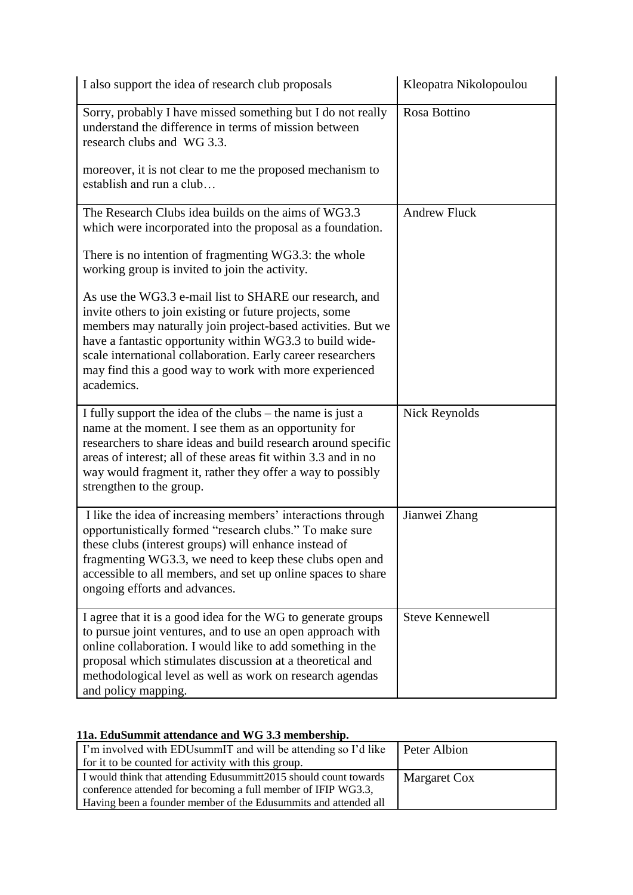| | |
|---|---|
| I also support the idea of research club proposals | Kleopatra Nikolopoulou |
| Sorry, probably I have missed something but I do not really understand the difference in terms of mission between research clubs and WG 3.3.<br><br>moreover, it is not clear to me the proposed mechanism to establish and run a club… | Rosa Bottino |
| The Research Clubs idea builds on the aims of WG3.3 which were incorporated into the proposal as a foundation.<br><br>There is no intention of fragmenting WG3.3: the whole working group is invited to join the activity.<br><br>As use the WG3.3 e-mail list to SHARE our research, and invite others to join existing or future projects, some members may naturally join project-based activities. But we have a fantastic opportunity within WG3.3 to build wide-scale international collaboration. Early career researchers may find this a good way to work with more experienced academics. | Andrew Fluck |
| I fully support the idea of the clubs – the name is just a name at the moment. I see them as an opportunity for researchers to share ideas and build research around specific areas of interest; all of these areas fit within 3.3 and in no way would fragment it, rather they offer a way to possibly strengthen to the group. | Nick Reynolds |
| I like the idea of increasing members' interactions through opportunistically formed "research clubs." To make sure these clubs (interest groups) will enhance instead of fragmenting WG3.3, we need to keep these clubs open and accessible to all members, and set up online spaces to share ongoing efforts and advances. | Jianwei Zhang |
| I agree that it is a good idea for the WG to generate groups to pursue joint ventures, and to use an open approach with online collaboration. I would like to add something in the proposal which stimulates discussion at a theoretical and methodological level as well as work on research agendas and policy mapping. | Steve Kennewell |

**11a. EduSummit attendance and WG 3.3 membership.**

| | |
|---|---|
| I'm involved with EDUsummIT and will be attending so I'd like for it to be counted for activity with this group. | Peter Albion |
| I would think that attending Edusummitt2015 should count towards conference attended for becoming a full member of IFIP WG3.3, Having been a founder member of the Edusummits and attended all | Margaret Cox |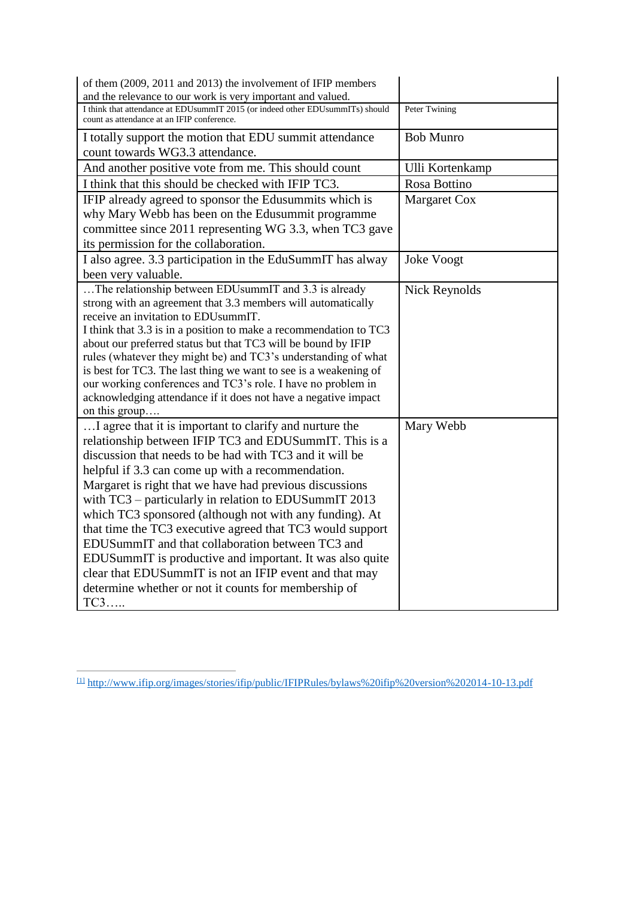| | |
|---|---|
| of them (2009, 2011 and 2013) the involvement of IFIP members and the relevance to our work is very important and valued. | |
| I think that attendance at EDUsummIT 2015 (or indeed other EDUsummITs) should count as attendance at an IFIP conference. | Peter Twining |
| I totally support the motion that EDU summit attendance count towards WG3.3 attendance. | Bob Munro |
| And another positive vote from me. This should count | Ulli Kortenkamp |
| I think that this should be checked with IFIP TC3. | Rosa Bottino |
| IFIP already agreed to sponsor the Edusummits which is why Mary Webb has been on the Edusummit programme committee since 2011 representing WG 3.3, when TC3 gave its permission for the collaboration. | Margaret Cox |
| I also agree. 3.3 participation in the EduSummIT has alway been very valuable. | Joke Voogt |
| …The relationship between EDUsummIT and 3.3 is already strong with an agreement that 3.3 members will automatically receive an invitation to EDUsummIT.<br>I think that 3.3 is in a position to make a recommendation to TC3 about our preferred status but that TC3 will be bound by IFIP rules (whatever they might be) and TC3's understanding of what is best for TC3. The last thing we want to see is a weakening of our working conferences and TC3's role. I have no problem in acknowledging attendance if it does not have a negative impact on this group…. | Nick Reynolds |
| …I agree that it is important to clarify and nurture the relationship between IFIP TC3 and EDUSummIT. This is a discussion that needs to be had with TC3 and it will be helpful if 3.3 can come up with a recommendation. Margaret is right that we have had previous discussions with TC3 – particularly in relation to EDUSummIT 2013 which TC3 sponsored (although not with any funding). At that time the TC3 executive agreed that TC3 would support EDUSummIT and that collaboration between TC3 and EDUSummIT is productive and important. It was also quite clear that EDUSummIT is not an IFIP event and that may determine whether or not it counts for membership of TC3….. | Mary Webb |

[1] http://www.ifip.org/images/stories/ifip/public/IFIPRules/bylaws%20ifip%20version%202014-10-13.pdf